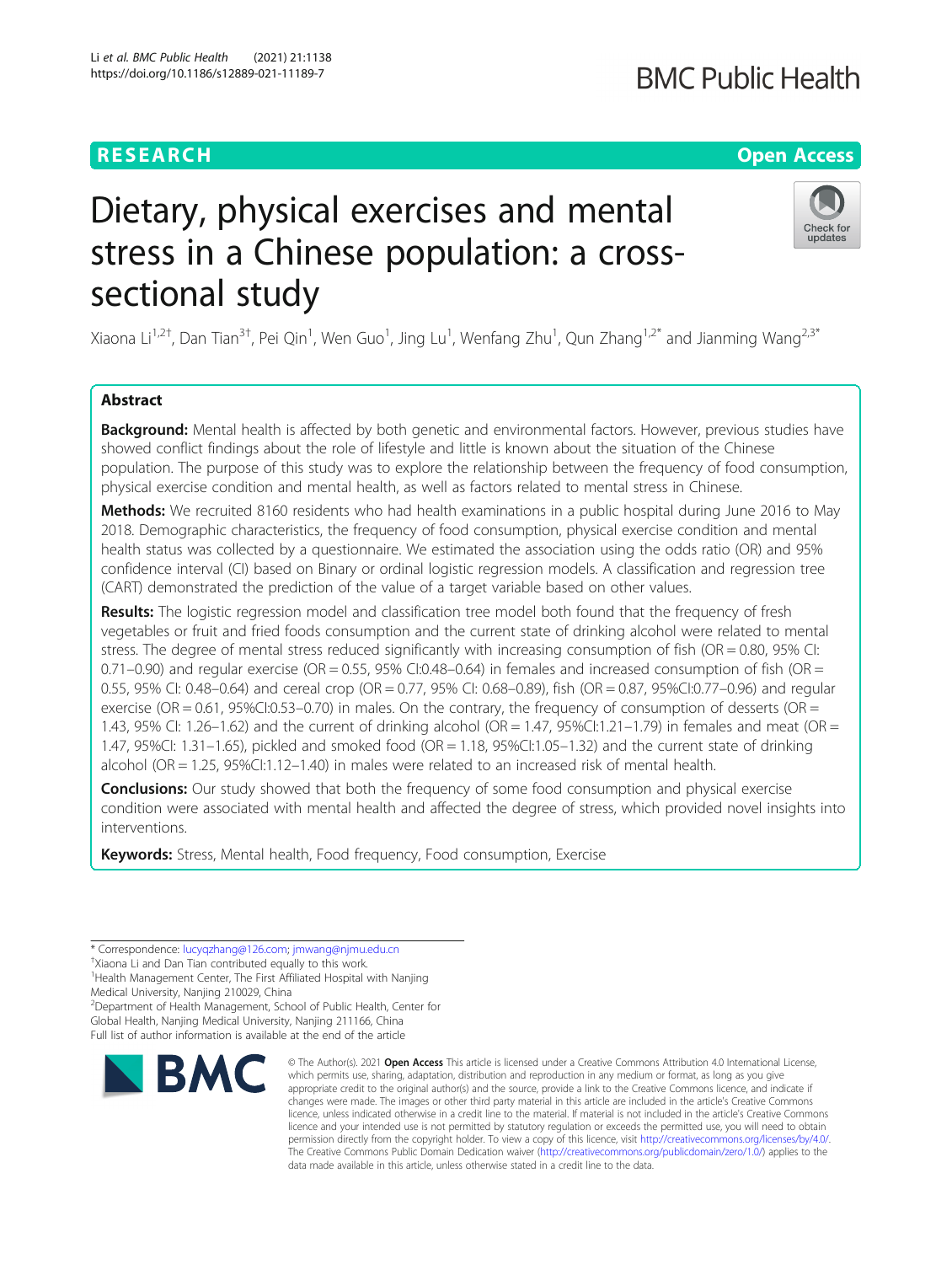RESEARCH

Open Access

# Dietary, physical exercises and mental stress in a Chinese population: a cross-sectional study

Xiaona Li[1,2†], Dan Tian[3†], Pei Qin[1], Wen Guo[1], Jing Lu[1], Wenfang Zhu[1], Qun Zhang[1,2*] and Jianming Wang[2,3*]

## Abstract

**Background:** Mental health is affected by both genetic and environmental factors. However, previous studies have showed conflict findings about the role of lifestyle and little is known about the situation of the Chinese population. The purpose of this study was to explore the relationship between the frequency of food consumption, physical exercise condition and mental health, as well as factors related to mental stress in Chinese.

**Methods:** We recruited 8160 residents who had health examinations in a public hospital during June 2016 to May 2018. Demographic characteristics, the frequency of food consumption, physical exercise condition and mental health status was collected by a questionnaire. We estimated the association using the odds ratio (OR) and 95% confidence interval (CI) based on Binary or ordinal logistic regression models. A classification and regression tree (CART) demonstrated the prediction of the value of a target variable based on other values.

**Results:** The logistic regression model and classification tree model both found that the frequency of fresh vegetables or fruit and fried foods consumption and the current state of drinking alcohol were related to mental stress. The degree of mental stress reduced significantly with increasing consumption of fish (OR = 0.80, 95% CI: 0.71–0.90) and regular exercise (OR = 0.55, 95% CI:0.48–0.64) in females and increased consumption of fish (OR = 0.55, 95% CI: 0.48–0.64) and cereal crop (OR = 0.77, 95% CI: 0.68–0.89), fish (OR = 0.87, 95%CI:0.77–0.96) and regular exercise (OR = 0.61, 95%CI:0.53–0.70) in males. On the contrary, the frequency of consumption of desserts (OR = 1.43, 95% CI: 1.26–1.62) and the current of drinking alcohol (OR = 1.47, 95%CI:1.21–1.79) in females and meat (OR = 1.47, 95%CI: 1.31–1.65), pickled and smoked food (OR = 1.18, 95%CI:1.05–1.32) and the current state of drinking alcohol (OR = 1.25, 95%CI:1.12–1.40) in males were related to an increased risk of mental health.

**Conclusions:** Our study showed that both the frequency of some food consumption and physical exercise condition were associated with mental health and affected the degree of stress, which provided novel insights into interventions.

**Keywords:** Stress, Mental health, Food frequency, Food consumption, Exercise

---

* Correspondence: lucyqzhang@126.com; jmwang@njmu.edu.cn
†Xiaona Li and Dan Tian contributed equally to this work.
[1]Health Management Center, The First Affiliated Hospital with Nanjing Medical University, Nanjing 210029, China
[2]Department of Health Management, School of Public Health, Center for Global Health, Nanjing Medical University, Nanjing 211166, China
Full list of author information is available at the end of the article

© The Author(s). 2021 **Open Access** This article is licensed under a Creative Commons Attribution 4.0 International License, which permits use, sharing, adaptation, distribution and reproduction in any medium or format, as long as you give appropriate credit to the original author(s) and the source, provide a link to the Creative Commons licence, and indicate if changes were made. The images or other third party material in this article are included in the article's Creative Commons licence, unless indicated otherwise in a credit line to the material. If material is not included in the article's Creative Commons licence and your intended use is not permitted by statutory regulation or exceeds the permitted use, you will need to obtain permission directly from the copyright holder. To view a copy of this licence, visit http://creativecommons.org/licenses/by/4.0/. The Creative Commons Public Domain Dedication waiver (http://creativecommons.org/publicdomain/zero/1.0/) applies to the data made available in this article, unless otherwise stated in a credit line to the data.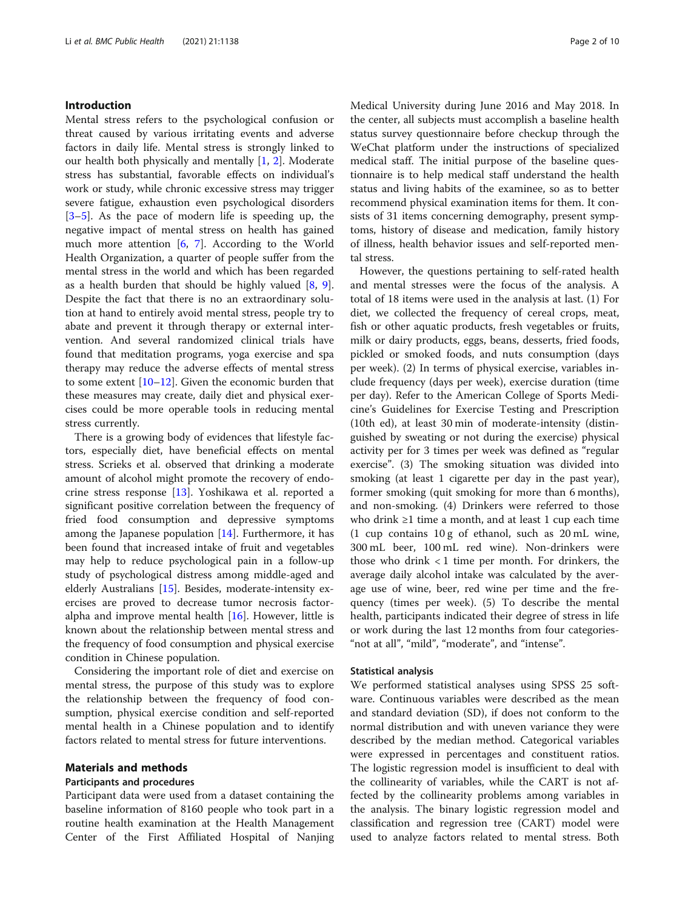## Introduction

Mental stress refers to the psychological confusion or threat caused by various irritating events and adverse factors in daily life. Mental stress is strongly linked to our health both physically and mentally [1, 2]. Moderate stress has substantial, favorable effects on individual's work or study, while chronic excessive stress may trigger severe fatigue, exhaustion even psychological disorders [3–5]. As the pace of modern life is speeding up, the negative impact of mental stress on health has gained much more attention [6, 7]. According to the World Health Organization, a quarter of people suffer from the mental stress in the world and which has been regarded as a health burden that should be highly valued [8, 9]. Despite the fact that there is no an extraordinary solution at hand to entirely avoid mental stress, people try to abate and prevent it through therapy or external intervention. And several randomized clinical trials have found that meditation programs, yoga exercise and spa therapy may reduce the adverse effects of mental stress to some extent [10–12]. Given the economic burden that these measures may create, daily diet and physical exercises could be more operable tools in reducing mental stress currently.

There is a growing body of evidences that lifestyle factors, especially diet, have beneficial effects on mental stress. Scrieks et al. observed that drinking a moderate amount of alcohol might promote the recovery of endocrine stress response [13]. Yoshikawa et al. reported a significant positive correlation between the frequency of fried food consumption and depressive symptoms among the Japanese population [14]. Furthermore, it has been found that increased intake of fruit and vegetables may help to reduce psychological pain in a follow-up study of psychological distress among middle-aged and elderly Australians [15]. Besides, moderate-intensity exercises are proved to decrease tumor necrosis factor-alpha and improve mental health [16]. However, little is known about the relationship between mental stress and the frequency of food consumption and physical exercise condition in Chinese population.

Considering the important role of diet and exercise on mental stress, the purpose of this study was to explore the relationship between the frequency of food consumption, physical exercise condition and self-reported mental health in a Chinese population and to identify factors related to mental stress for future interventions.

## Materials and methods

### Participants and procedures

Participant data were used from a dataset containing the baseline information of 8160 people who took part in a routine health examination at the Health Management Center of the First Affiliated Hospital of Nanjing Medical University during June 2016 and May 2018. In the center, all subjects must accomplish a baseline health status survey questionnaire before checkup through the WeChat platform under the instructions of specialized medical staff. The initial purpose of the baseline questionnaire is to help medical staff understand the health status and living habits of the examinee, so as to better recommend physical examination items for them. It consists of 31 items concerning demography, present symptoms, history of disease and medication, family history of illness, health behavior issues and self-reported mental stress.

However, the questions pertaining to self-rated health and mental stresses were the focus of the analysis. A total of 18 items were used in the analysis at last. (1) For diet, we collected the frequency of cereal crops, meat, fish or other aquatic products, fresh vegetables or fruits, milk or dairy products, eggs, beans, desserts, fried foods, pickled or smoked foods, and nuts consumption (days per week). (2) In terms of physical exercise, variables include frequency (days per week), exercise duration (time per day). Refer to the American College of Sports Medicine's Guidelines for Exercise Testing and Prescription (10th ed), at least 30 min of moderate-intensity (distinguished by sweating or not during the exercise) physical activity per for 3 times per week was defined as "regular exercise". (3) The smoking situation was divided into smoking (at least 1 cigarette per day in the past year), former smoking (quit smoking for more than 6 months), and non-smoking. (4) Drinkers were referred to those who drink ≥1 time a month, and at least 1 cup each time (1 cup contains 10 g of ethanol, such as 20 mL wine, 300 mL beer, 100 mL red wine). Non-drinkers were those who drink < 1 time per month. For drinkers, the average daily alcohol intake was calculated by the average use of wine, beer, red wine per time and the frequency (times per week). (5) To describe the mental health, participants indicated their degree of stress in life or work during the last 12 months from four categories- "not at all", "mild", "moderate", and "intense".

### Statistical analysis

We performed statistical analyses using SPSS 25 software. Continuous variables were described as the mean and standard deviation (SD), if does not conform to the normal distribution and with uneven variance they were described by the median method. Categorical variables were expressed in percentages and constituent ratios. The logistic regression model is insufficient to deal with the collinearity of variables, while the CART is not affected by the collinearity problems among variables in the analysis. The binary logistic regression model and classification and regression tree (CART) model were used to analyze factors related to mental stress. Both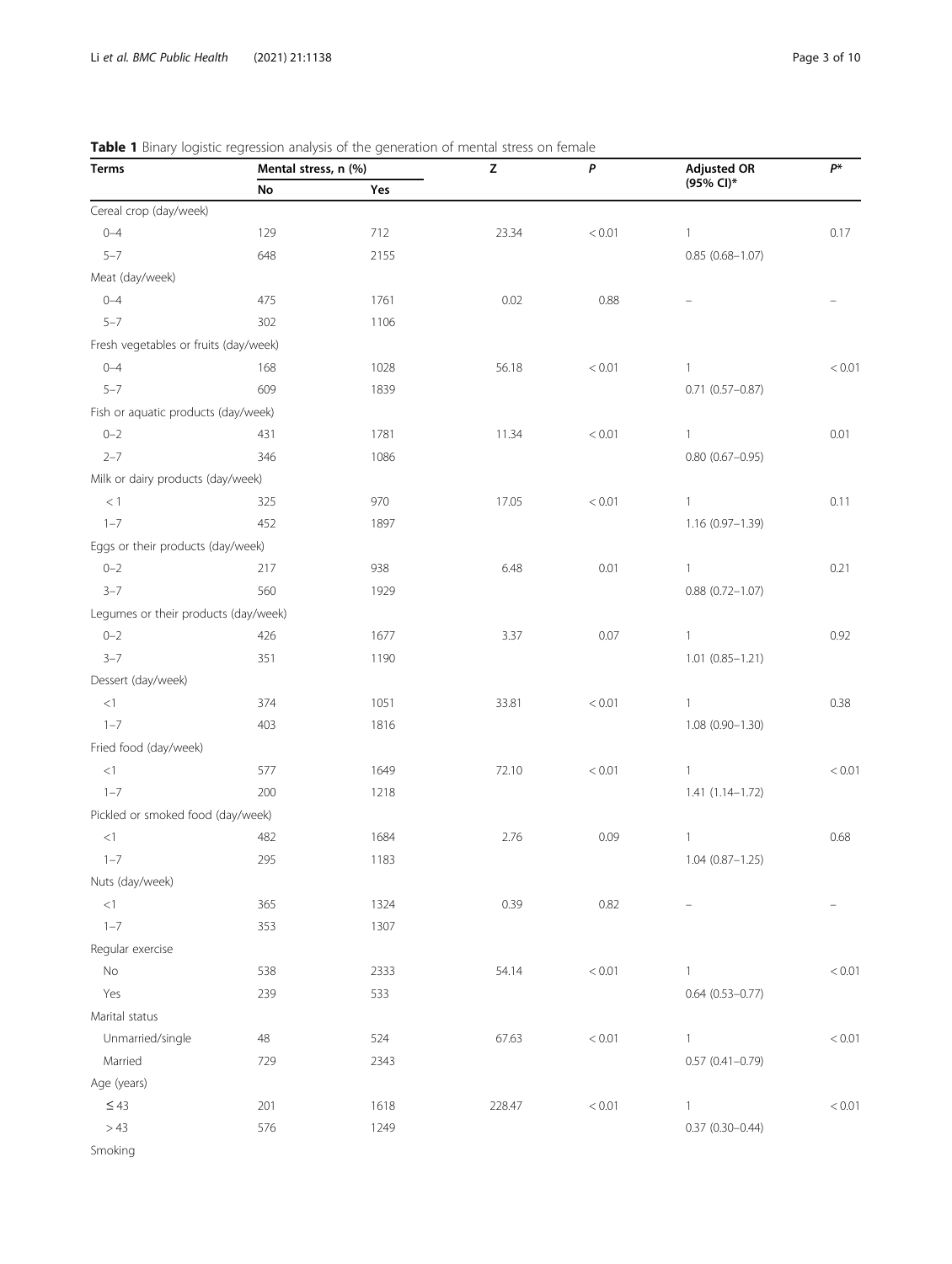**Table 1** Binary logistic regression analysis of the generation of mental stress on female

| Terms | Mental stress, n (%) | | Z | P | Adjusted OR (95% CI)* | P* |
|---|---|---|---|---|---|---|
| | No | Yes | | | | |
| Cereal crop (day/week) | | | | | | |
| 0–4 | 129 | 712 | 23.34 | < 0.01 | 1 | 0.17 |
| 5–7 | 648 | 2155 | | | 0.85 (0.68–1.07) | |
| Meat (day/week) | | | | | | |
| 0–4 | 475 | 1761 | 0.02 | 0.88 | – | – |
| 5–7 | 302 | 1106 | | | | |
| Fresh vegetables or fruits (day/week) | | | | | | |
| 0–4 | 168 | 1028 | 56.18 | < 0.01 | 1 | < 0.01 |
| 5–7 | 609 | 1839 | | | 0.71 (0.57–0.87) | |
| Fish or aquatic products (day/week) | | | | | | |
| 0–2 | 431 | 1781 | 11.34 | < 0.01 | 1 | 0.01 |
| 2–7 | 346 | 1086 | | | 0.80 (0.67–0.95) | |
| Milk or dairy products (day/week) | | | | | | |
| < 1 | 325 | 970 | 17.05 | < 0.01 | 1 | 0.11 |
| 1–7 | 452 | 1897 | | | 1.16 (0.97–1.39) | |
| Eggs or their products (day/week) | | | | | | |
| 0–2 | 217 | 938 | 6.48 | 0.01 | 1 | 0.21 |
| 3–7 | 560 | 1929 | | | 0.88 (0.72–1.07) | |
| Legumes or their products (day/week) | | | | | | |
| 0–2 | 426 | 1677 | 3.37 | 0.07 | 1 | 0.92 |
| 3–7 | 351 | 1190 | | | 1.01 (0.85–1.21) | |
| Dessert (day/week) | | | | | | |
| <1 | 374 | 1051 | 33.81 | < 0.01 | 1 | 0.38 |
| 1–7 | 403 | 1816 | | | 1.08 (0.90–1.30) | |
| Fried food (day/week) | | | | | | |
| <1 | 577 | 1649 | 72.10 | < 0.01 | 1 | < 0.01 |
| 1–7 | 200 | 1218 | | | 1.41 (1.14–1.72) | |
| Pickled or smoked food (day/week) | | | | | | |
| <1 | 482 | 1684 | 2.76 | 0.09 | 1 | 0.68 |
| 1–7 | 295 | 1183 | | | 1.04 (0.87–1.25) | |
| Nuts (day/week) | | | | | | |
| <1 | 365 | 1324 | 0.39 | 0.82 | – | – |
| 1–7 | 353 | 1307 | | | | |
| Regular exercise | | | | | | |
| No | 538 | 2333 | 54.14 | < 0.01 | 1 | < 0.01 |
| Yes | 239 | 533 | | | 0.64 (0.53–0.77) | |
| Marital status | | | | | | |
| Unmarried/single | 48 | 524 | 67.63 | < 0.01 | 1 | < 0.01 |
| Married | 729 | 2343 | | | 0.57 (0.41–0.79) | |
| Age (years) | | | | | | |
| ≤ 43 | 201 | 1618 | 228.47 | < 0.01 | 1 | < 0.01 |
| > 43 | 576 | 1249 | | | 0.37 (0.30–0.44) | |
| Smoking | | | | | | |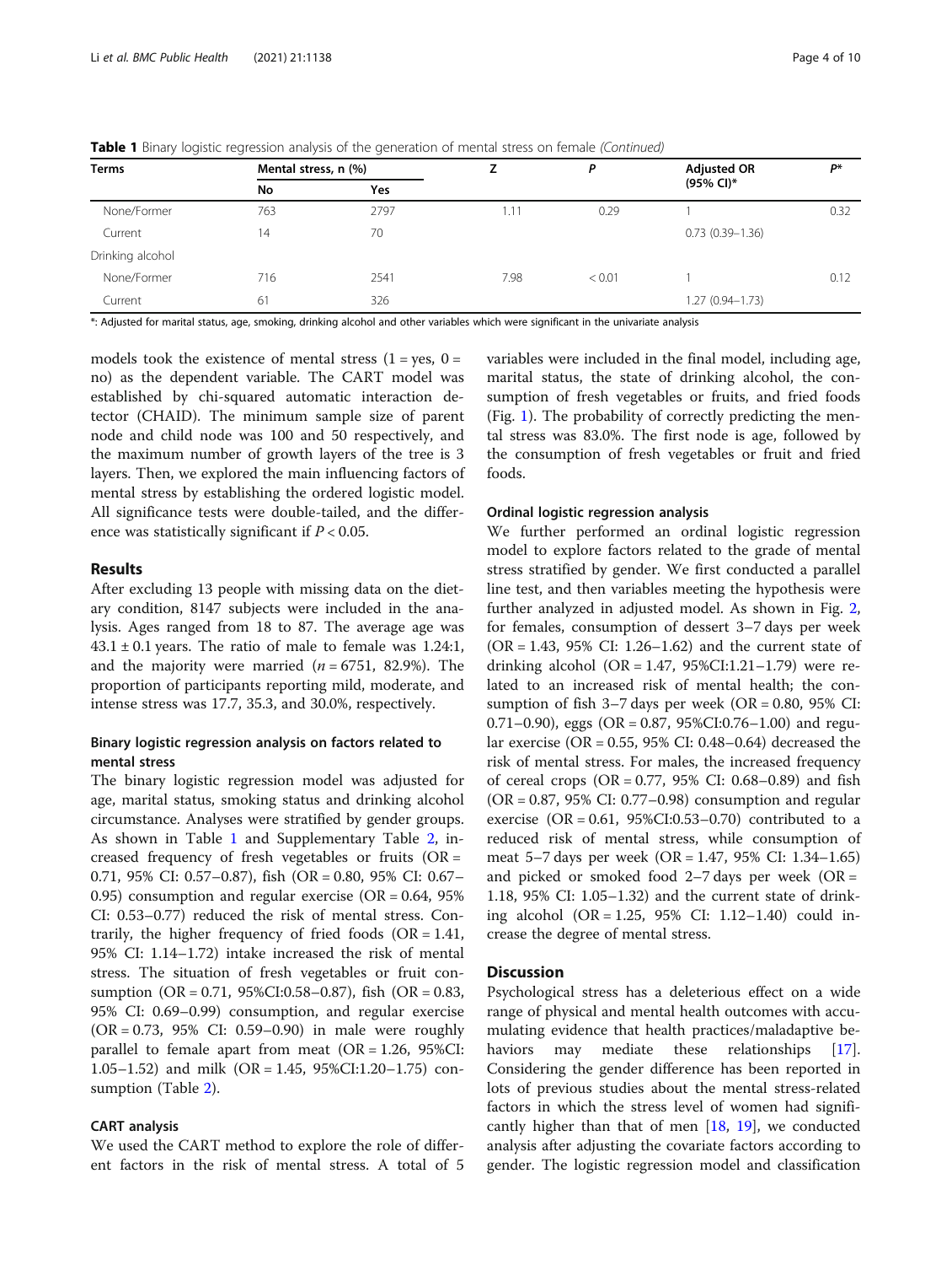**Table 1** Binary logistic regression analysis of the generation of mental stress on female *(Continued)*

| Terms | Mental stress, n (%) | | Z | P | Adjusted OR (95% CI)* | P* |
|---|---|---|---|---|---|---|
| | No | Yes | | | | |
| None/Former | 763 | 2797 | 1.11 | 0.29 | 1 | 0.32 |
| Current | 14 | 70 | | | 0.73 (0.39–1.36) | |
| Drinking alcohol | | | | | | |
| None/Former | 716 | 2541 | 7.98 | < 0.01 | 1 | 0.12 |
| Current | 61 | 326 | | | 1.27 (0.94–1.73) | |

*: Adjusted for marital status, age, smoking, drinking alcohol and other variables which were significant in the univariate analysis

models took the existence of mental stress (1 = yes, 0 = no) as the dependent variable. The CART model was established by chi-squared automatic interaction detector (CHAID). The minimum sample size of parent node and child node was 100 and 50 respectively, and the maximum number of growth layers of the tree is 3 layers. Then, we explored the main influencing factors of mental stress by establishing the ordered logistic model. All significance tests were double-tailed, and the difference was statistically significant if $P < 0.05$.

## Results

After excluding 13 people with missing data on the dietary condition, 8147 subjects were included in the analysis. Ages ranged from 18 to 87. The average age was $43.1 \pm 0.1$ years. The ratio of male to female was 1.24:1, and the majority were married ($n = 6751$, 82.9%). The proportion of participants reporting mild, moderate, and intense stress was 17.7, 35.3, and 30.0%, respectively.

### Binary logistic regression analysis on factors related to mental stress

The binary logistic regression model was adjusted for age, marital status, smoking status and drinking alcohol circumstance. Analyses were stratified by gender groups. As shown in Table 1 and Supplementary Table 2, increased frequency of fresh vegetables or fruits (OR = 0.71, 95% CI: 0.57–0.87), fish (OR = 0.80, 95% CI: 0.67–0.95) consumption and regular exercise (OR = 0.64, 95% CI: 0.53–0.77) reduced the risk of mental stress. Contrarily, the higher frequency of fried foods (OR = 1.41, 95% CI: 1.14–1.72) intake increased the risk of mental stress. The situation of fresh vegetables or fruit consumption (OR = 0.71, 95%CI:0.58–0.87), fish (OR = 0.83, 95% CI: 0.69–0.99) consumption, and regular exercise (OR = 0.73, 95% CI: 0.59–0.90) in male were roughly parallel to female apart from meat (OR = 1.26, 95%CI: 1.05–1.52) and milk (OR = 1.45, 95%CI:1.20–1.75) consumption (Table 2).

### CART analysis

We used the CART method to explore the role of different factors in the risk of mental stress. A total of 5 variables were included in the final model, including age, marital status, the state of drinking alcohol, the consumption of fresh vegetables or fruits, and fried foods (Fig. 1). The probability of correctly predicting the mental stress was 83.0%. The first node is age, followed by the consumption of fresh vegetables or fruit and fried foods.

### Ordinal logistic regression analysis

We further performed an ordinal logistic regression model to explore factors related to the grade of mental stress stratified by gender. We first conducted a parallel line test, and then variables meeting the hypothesis were further analyzed in adjusted model. As shown in Fig. 2, for females, consumption of dessert 3–7 days per week (OR = 1.43, 95% CI: 1.26–1.62) and the current state of drinking alcohol (OR = 1.47, 95%CI:1.21–1.79) were related to an increased risk of mental health; the consumption of fish 3–7 days per week (OR = 0.80, 95% CI: 0.71–0.90), eggs (OR = 0.87, 95%CI:0.76–1.00) and regular exercise (OR = 0.55, 95% CI: 0.48–0.64) decreased the risk of mental stress. For males, the increased frequency of cereal crops (OR = 0.77, 95% CI: 0.68–0.89) and fish (OR = 0.87, 95% CI: 0.77–0.98) consumption and regular exercise (OR = 0.61, 95%CI:0.53–0.70) contributed to a reduced risk of mental stress, while consumption of meat 5–7 days per week (OR = 1.47, 95% CI: 1.34–1.65) and picked or smoked food 2–7 days per week (OR = 1.18, 95% CI: 1.05–1.32) and the current state of drinking alcohol (OR = 1.25, 95% CI: 1.12–1.40) could increase the degree of mental stress.

## Discussion

Psychological stress has a deleterious effect on a wide range of physical and mental health outcomes with accumulating evidence that health practices/maladaptive behaviors may mediate these relationships [17]. Considering the gender difference has been reported in lots of previous studies about the mental stress-related factors in which the stress level of women had significantly higher than that of men [18, 19], we conducted analysis after adjusting the covariate factors according to gender. The logistic regression model and classification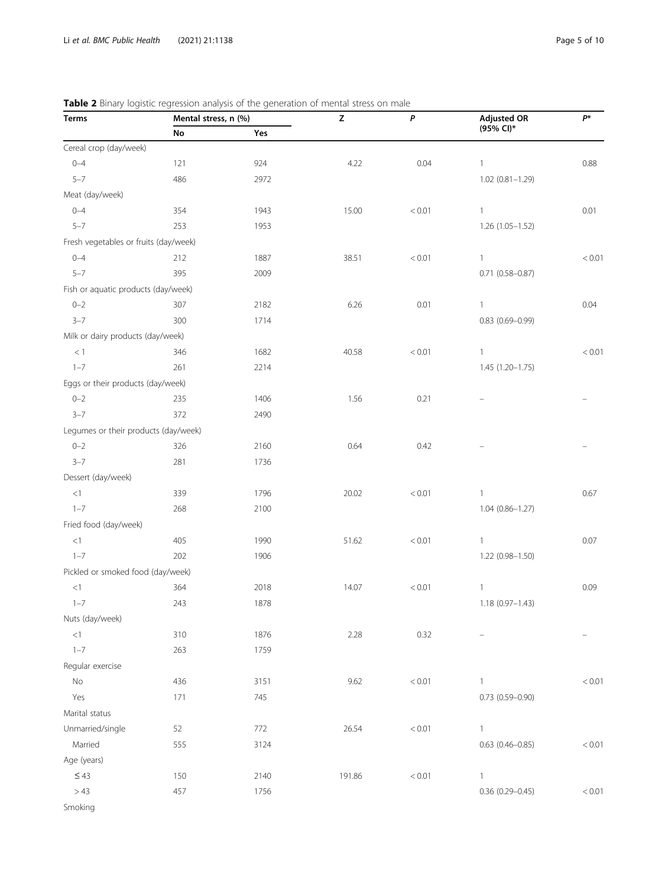**Table 2** Binary logistic regression analysis of the generation of mental stress on male

| Terms | Mental stress, n (%) | | Z | P | Adjusted OR (95% CI)* | P* |
|---|---|---|---|---|---|---|
| | No | Yes | | | | |
| Cereal crop (day/week) | | | | | | |
| 0–4 | 121 | 924 | 4.22 | 0.04 | 1 | 0.88 |
| 5–7 | 486 | 2972 | | | 1.02 (0.81–1.29) | |
| Meat (day/week) | | | | | | |
| 0–4 | 354 | 1943 | 15.00 | < 0.01 | 1 | 0.01 |
| 5–7 | 253 | 1953 | | | 1.26 (1.05–1.52) | |
| Fresh vegetables or fruits (day/week) | | | | | | |
| 0–4 | 212 | 1887 | 38.51 | < 0.01 | 1 | < 0.01 |
| 5–7 | 395 | 2009 | | | 0.71 (0.58–0.87) | |
| Fish or aquatic products (day/week) | | | | | | |
| 0–2 | 307 | 2182 | 6.26 | 0.01 | 1 | 0.04 |
| 3–7 | 300 | 1714 | | | 0.83 (0.69–0.99) | |
| Milk or dairy products (day/week) | | | | | | |
| < 1 | 346 | 1682 | 40.58 | < 0.01 | 1 | < 0.01 |
| 1–7 | 261 | 2214 | | | 1.45 (1.20–1.75) | |
| Eggs or their products (day/week) | | | | | | |
| 0–2 | 235 | 1406 | 1.56 | 0.21 | – | – |
| 3–7 | 372 | 2490 | | | | |
| Legumes or their products (day/week) | | | | | | |
| 0–2 | 326 | 2160 | 0.64 | 0.42 | – | – |
| 3–7 | 281 | 1736 | | | | |
| Dessert (day/week) | | | | | | |
| <1 | 339 | 1796 | 20.02 | < 0.01 | 1 | 0.67 |
| 1–7 | 268 | 2100 | | | 1.04 (0.86–1.27) | |
| Fried food (day/week) | | | | | | |
| <1 | 405 | 1990 | 51.62 | < 0.01 | 1 | 0.07 |
| 1–7 | 202 | 1906 | | | 1.22 (0.98–1.50) | |
| Pickled or smoked food (day/week) | | | | | | |
| <1 | 364 | 2018 | 14.07 | < 0.01 | 1 | 0.09 |
| 1–7 | 243 | 1878 | | | 1.18 (0.97–1.43) | |
| Nuts (day/week) | | | | | | |
| <1 | 310 | 1876 | 2.28 | 0.32 | – | – |
| 1–7 | 263 | 1759 | | | | |
| Regular exercise | | | | | | |
| No | 436 | 3151 | 9.62 | < 0.01 | 1 | < 0.01 |
| Yes | 171 | 745 | | | 0.73 (0.59–0.90) | |
| Marital status | | | | | | |
| Unmarried/single | 52 | 772 | 26.54 | < 0.01 | 1 | |
| Married | 555 | 3124 | | | 0.63 (0.46–0.85) | < 0.01 |
| Age (years) | | | | | | |
| ≤ 43 | 150 | 2140 | 191.86 | < 0.01 | 1 | |
| > 43 | 457 | 1756 | | | 0.36 (0.29–0.45) | < 0.01 |
| Smoking | | | | | | |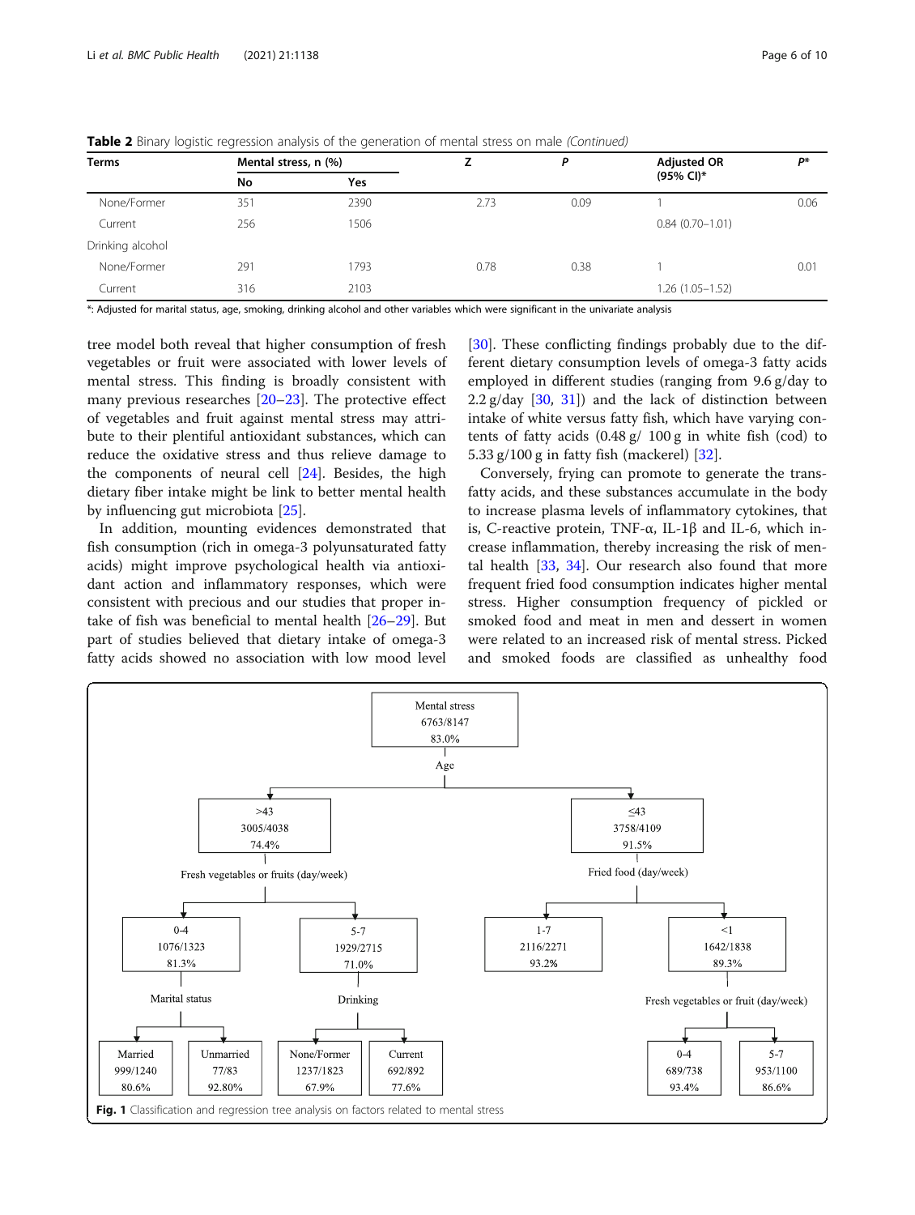**Table 2** Binary logistic regression analysis of the generation of mental stress on male *(Continued)*

| Terms | Mental stress, n (%) | | Z | P | Adjusted OR (95% CI)* | P* |
|---|---|---|---|---|---|---|
| | No | Yes | | | | |
| None/Former | 351 | 2390 | 2.73 | 0.09 | 1 | 0.06 |
| Current | 256 | 1506 | | | 0.84 (0.70–1.01) | |
| Drinking alcohol | | | | | | |
| None/Former | 291 | 1793 | 0.78 | 0.38 | 1 | 0.01 |
| Current | 316 | 2103 | | | 1.26 (1.05–1.52) | |

*: Adjusted for marital status, age, smoking, drinking alcohol and other variables which were significant in the univariate analysis

tree model both reveal that higher consumption of fresh vegetables or fruit were associated with lower levels of mental stress. This finding is broadly consistent with many previous researches [20–23]. The protective effect of vegetables and fruit against mental stress may attribute to their plentiful antioxidant substances, which can reduce the oxidative stress and thus relieve damage to the components of neural cell [24]. Besides, the high dietary fiber intake might be link to better mental health by influencing gut microbiota [25].

In addition, mounting evidences demonstrated that fish consumption (rich in omega-3 polyunsaturated fatty acids) might improve psychological health via antioxidant action and inflammatory responses, which were consistent with precious and our studies that proper intake of fish was beneficial to mental health [26–29]. But part of studies believed that dietary intake of omega-3 fatty acids showed no association with low mood level [30]. These conflicting findings probably due to the different dietary consumption levels of omega-3 fatty acids employed in different studies (ranging from 9.6 g/day to 2.2 g/day [30, 31]) and the lack of distinction between intake of white versus fatty fish, which have varying contents of fatty acids (0.48 g/ 100 g in white fish (cod) to 5.33 g/100 g in fatty fish (mackerel) [32].

Conversely, frying can promote to generate the trans-fatty acids, and these substances accumulate in the body to increase plasma levels of inflammatory cytokines, that is, C-reactive protein, TNF-α, IL-1β and IL-6, which increase inflammation, thereby increasing the risk of mental health [33, 34]. Our research also found that more frequent fried food consumption indicates higher mental stress. Higher consumption frequency of pickled or smoked food and meat in men and dessert in women were related to an increased risk of mental stress. Picked and smoked foods are classified as unhealthy food

**Fig. 1** Classification and regression tree analysis on factors related to mental stress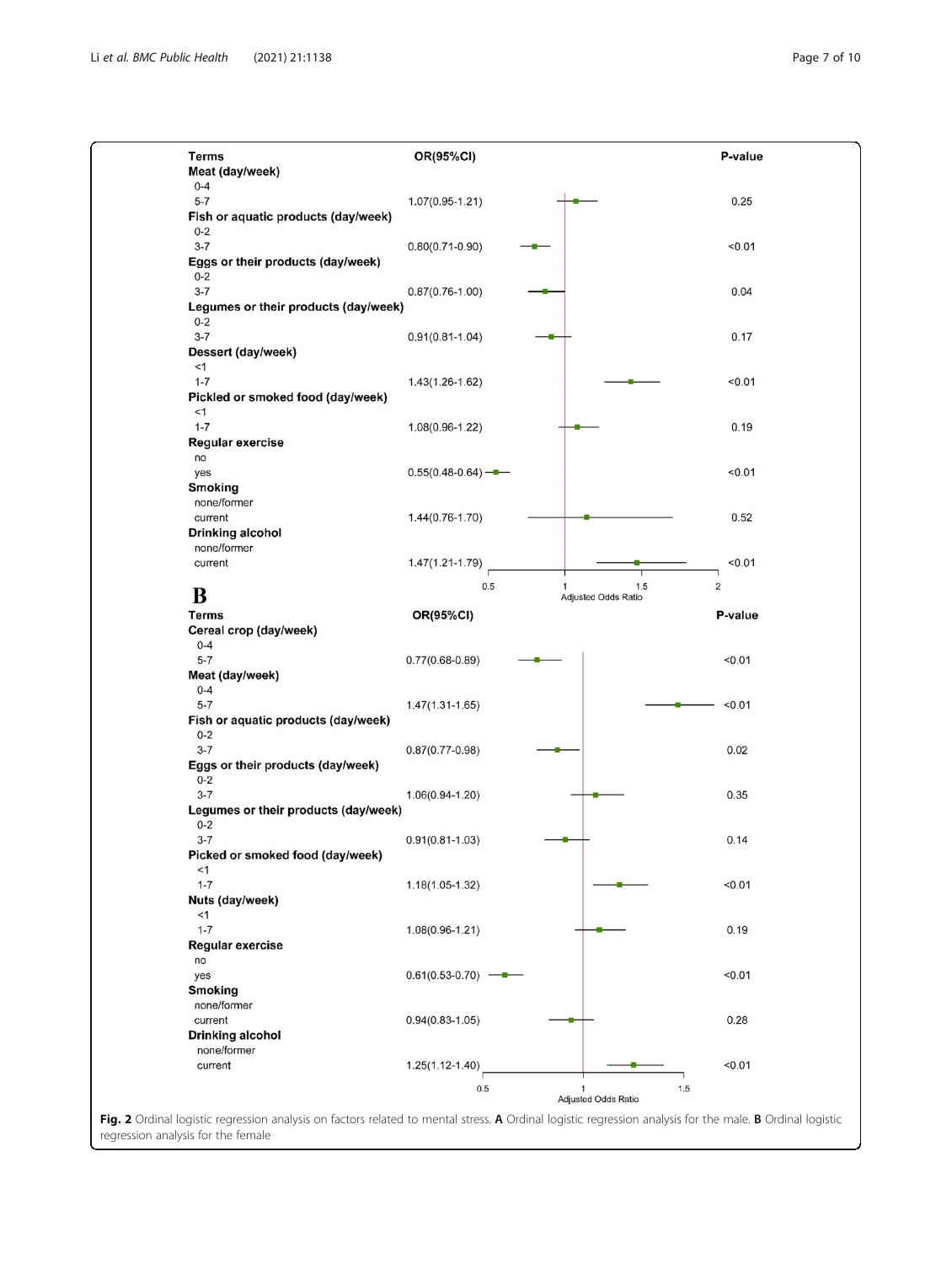| Terms | OR(95%CI) | P-value |
|---|---|---|
| **Meat (day/week)** | | |
| 0-4 | | |
| 5-7 | 1.07(0.95-1.21) | 0.25 |
| **Fish or aquatic products (day/week)** | | |
| 0-2 | | |
| 3-7 | 0.80(0.71-0.90) | <0.01 |
| **Eggs or their products (day/week)** | | |
| 0-2 | | |
| 3-7 | 0.87(0.76-1.00) | 0.04 |
| **Legumes or their products (day/week)** | | |
| 0-2 | | |
| 3-7 | 0.91(0.81-1.04) | 0.17 |
| **Dessert (day/week)** | | |
| <1 | | |
| 1-7 | 1.43(1.26-1.62) | <0.01 |
| **Pickled or smoked food (day/week)** | | |
| <1 | | |
| 1-7 | 1.08(0.96-1.22) | 0.19 |
| **Regular exercise** | | |
| no | | |
| yes | 0.55(0.48-0.64) | <0.01 |
| **Smoking** | | |
| none/former | | |
| current | 1.44(0.76-1.70) | 0.52 |
| **Drinking alcohol** | | |
| none/former | | |
| current | 1.47(1.21-1.79) | <0.01 |

Adjusted Odds Ratio

**B**

| Terms | OR(95%CI) | P-value |
|---|---|---|
| **Cereal crop (day/week)** | | |
| 0-4 | | |
| 5-7 | 0.77(0.68-0.89) | <0.01 |
| **Meat (day/week)** | | |
| 0-4 | | |
| 5-7 | 1.47(1.31-1.65) | <0.01 |
| **Fish or aquatic products (day/week)** | | |
| 0-2 | | |
| 3-7 | 0.87(0.77-0.98) | 0.02 |
| **Eggs or their products (day/week)** | | |
| 0-2 | | |
| 3-7 | 1.06(0.94-1.20) | 0.35 |
| **Legumes or their products (day/week)** | | |
| 0-2 | | |
| 3-7 | 0.91(0.81-1.03) | 0.14 |
| **Picked or smoked food (day/week)** | | |
| <1 | | |
| 1-7 | 1.18(1.05-1.32) | <0.01 |
| **Nuts (day/week)** | | |
| <1 | | |
| 1-7 | 1.08(0.96-1.21) | 0.19 |
| **Regular exercise** | | |
| no | | |
| yes | 0.61(0.53-0.70) | <0.01 |
| **Smoking** | | |
| none/former | | |
| current | 0.94(0.83-1.05) | 0.28 |
| **Drinking alcohol** | | |
| none/former | | |
| current | 1.25(1.12-1.40) | <0.01 |

Adjusted Odds Ratio

**Fig. 2** Ordinal logistic regression analysis on factors related to mental stress. **A** Ordinal logistic regression analysis for the male. **B** Ordinal logistic regression analysis for the female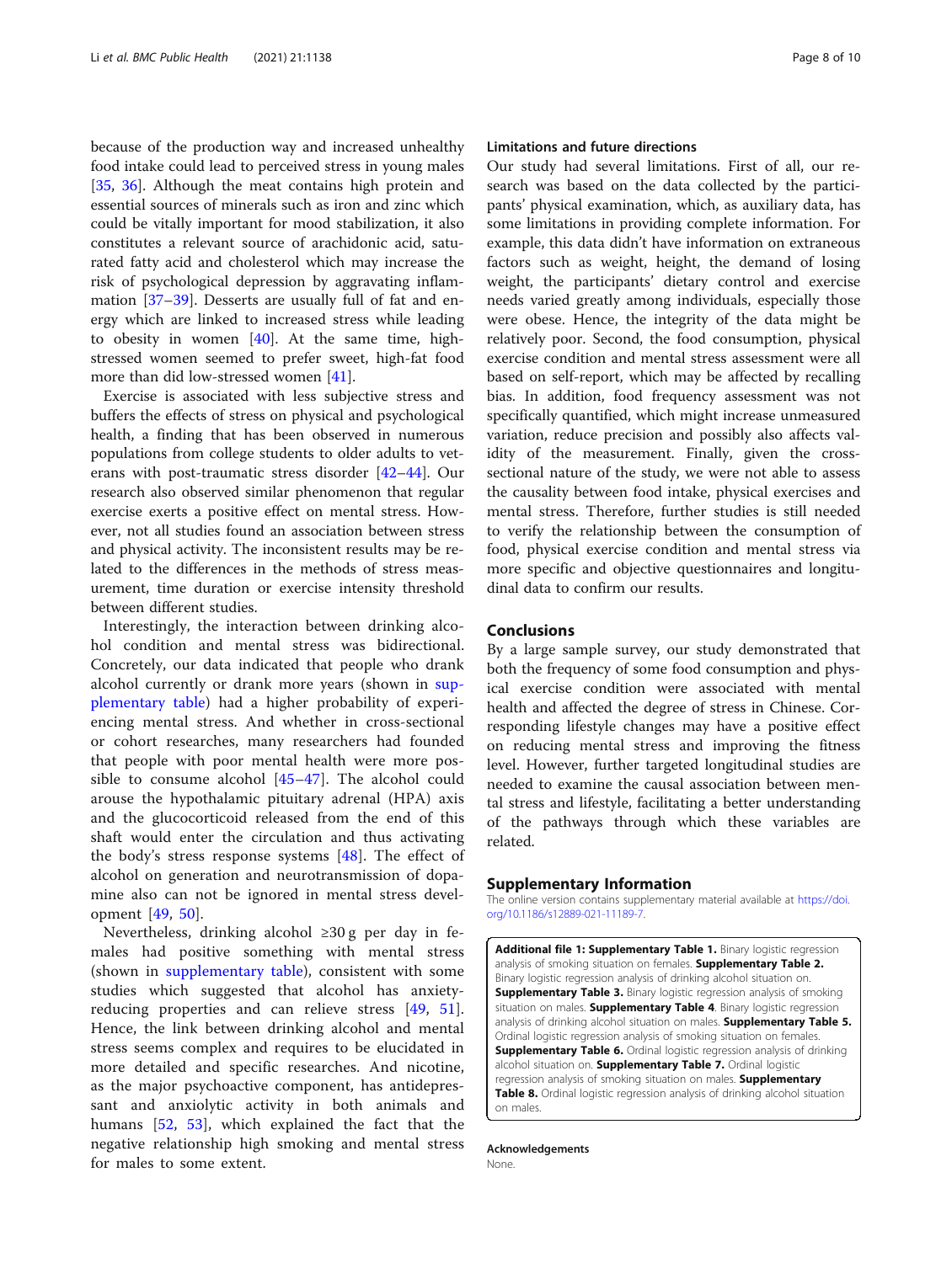because of the production way and increased unhealthy food intake could lead to perceived stress in young males [35, 36]. Although the meat contains high protein and essential sources of minerals such as iron and zinc which could be vitally important for mood stabilization, it also constitutes a relevant source of arachidonic acid, saturated fatty acid and cholesterol which may increase the risk of psychological depression by aggravating inflammation [37–39]. Desserts are usually full of fat and energy which are linked to increased stress while leading to obesity in women [40]. At the same time, high-stressed women seemed to prefer sweet, high-fat food more than did low-stressed women [41].

Exercise is associated with less subjective stress and buffers the effects of stress on physical and psychological health, a finding that has been observed in numerous populations from college students to older adults to veterans with post-traumatic stress disorder [42–44]. Our research also observed similar phenomenon that regular exercise exerts a positive effect on mental stress. However, not all studies found an association between stress and physical activity. The inconsistent results may be related to the differences in the methods of stress measurement, time duration or exercise intensity threshold between different studies.

Interestingly, the interaction between drinking alcohol condition and mental stress was bidirectional. Concretely, our data indicated that people who drank alcohol currently or drank more years (shown in supplementary table) had a higher probability of experiencing mental stress. And whether in cross-sectional or cohort researches, many researchers had founded that people with poor mental health were more possible to consume alcohol [45–47]. The alcohol could arouse the hypothalamic pituitary adrenal (HPA) axis and the glucocorticoid released from the end of this shaft would enter the circulation and thus activating the body's stress response systems [48]. The effect of alcohol on generation and neurotransmission of dopamine also can not be ignored in mental stress development [49, 50].

Nevertheless, drinking alcohol ≥30 g per day in females had positive something with mental stress (shown in supplementary table), consistent with some studies which suggested that alcohol has anxiety-reducing properties and can relieve stress [49, 51]. Hence, the link between drinking alcohol and mental stress seems complex and requires to be elucidated in more detailed and specific researches. And nicotine, as the major psychoactive component, has antidepressant and anxiolytic activity in both animals and humans [52, 53], which explained the fact that the negative relationship high smoking and mental stress for males to some extent.

### Limitations and future directions

Our study had several limitations. First of all, our research was based on the data collected by the participants' physical examination, which, as auxiliary data, has some limitations in providing complete information. For example, this data didn't have information on extraneous factors such as weight, height, the demand of losing weight, the participants' dietary control and exercise needs varied greatly among individuals, especially those were obese. Hence, the integrity of the data might be relatively poor. Second, the food consumption, physical exercise condition and mental stress assessment were all based on self-report, which may be affected by recalling bias. In addition, food frequency assessment was not specifically quantified, which might increase unmeasured variation, reduce precision and possibly also affects validity of the measurement. Finally, given the cross-sectional nature of the study, we were not able to assess the causality between food intake, physical exercises and mental stress. Therefore, further studies is still needed to verify the relationship between the consumption of food, physical exercise condition and mental stress via more specific and objective questionnaires and longitudinal data to confirm our results.

## Conclusions

By a large sample survey, our study demonstrated that both the frequency of some food consumption and physical exercise condition were associated with mental health and affected the degree of stress in Chinese. Corresponding lifestyle changes may have a positive effect on reducing mental stress and improving the fitness level. However, further targeted longitudinal studies are needed to examine the causal association between mental stress and lifestyle, facilitating a better understanding of the pathways through which these variables are related.

## Supplementary Information

The online version contains supplementary material available at https://doi.org/10.1186/s12889-021-11189-7.

**Additional file 1: Supplementary Table 1.** Binary logistic regression analysis of smoking situation on females. **Supplementary Table 2.** Binary logistic regression analysis of drinking alcohol situation on. **Supplementary Table 3.** Binary logistic regression analysis of smoking situation on males. **Supplementary Table 4**. Binary logistic regression analysis of drinking alcohol situation on males. **Supplementary Table 5.** Ordinal logistic regression analysis of smoking situation on females. **Supplementary Table 6.** Ordinal logistic regression analysis of drinking alcohol situation on. **Supplementary Table 7.** Ordinal logistic regression analysis of smoking situation on males. **Supplementary Table 8.** Ordinal logistic regression analysis of drinking alcohol situation on males.

#### Acknowledgements

None.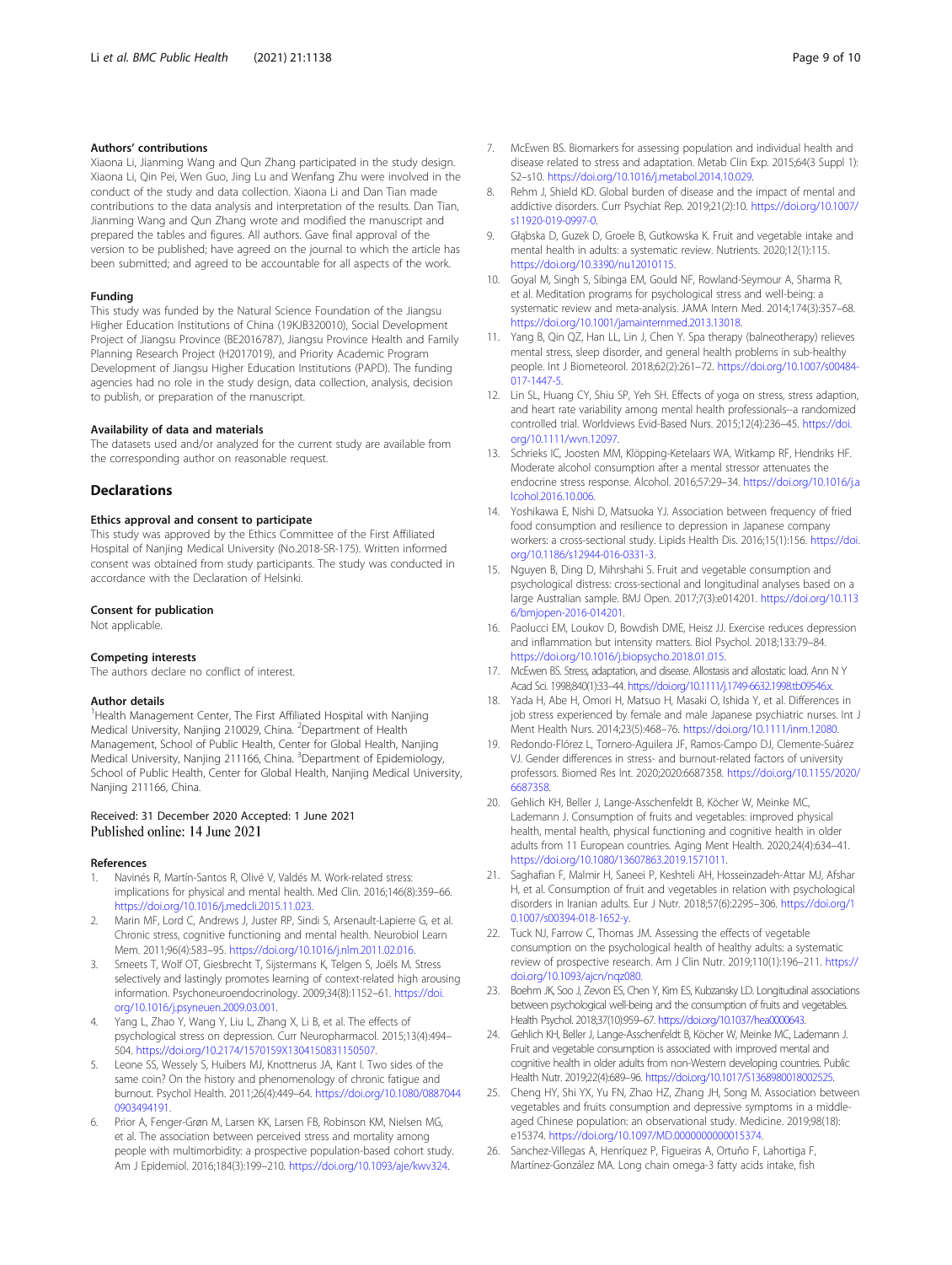### Authors' contributions

Xiaona Li, Jianming Wang and Qun Zhang participated in the study design. Xiaona Li, Qin Pei, Wen Guo, Jing Lu and Wenfang Zhu were involved in the conduct of the study and data collection. Xiaona Li and Dan Tian made contributions to the data analysis and interpretation of the results. Dan Tian, Jianming Wang and Qun Zhang wrote and modified the manuscript and prepared the tables and figures. All authors. Gave final approval of the version to be published; have agreed on the journal to which the article has been submitted; and agreed to be accountable for all aspects of the work.

### Funding

This study was funded by the Natural Science Foundation of the Jiangsu Higher Education Institutions of China (19KJB320010), Social Development Project of Jiangsu Province (BE2016787), Jiangsu Province Health and Family Planning Research Project (H2017019), and Priority Academic Program Development of Jiangsu Higher Education Institutions (PAPD). The funding agencies had no role in the study design, data collection, analysis, decision to publish, or preparation of the manuscript.

### Availability of data and materials

The datasets used and/or analyzed for the current study are available from the corresponding author on reasonable request.

## Declarations

### Ethics approval and consent to participate

This study was approved by the Ethics Committee of the First Affiliated Hospital of Nanjing Medical University (No.2018-SR-175). Written informed consent was obtained from study participants. The study was conducted in accordance with the Declaration of Helsinki.

### Consent for publication

Not applicable.

### Competing interests

The authors declare no conflict of interest.

### Author details

[1]Health Management Center, The First Affiliated Hospital with Nanjing Medical University, Nanjing 210029, China. [2]Department of Health Management, School of Public Health, Center for Global Health, Nanjing Medical University, Nanjing 211166, China. [3]Department of Epidemiology, School of Public Health, Center for Global Health, Nanjing Medical University, Nanjing 211166, China.

Received: 31 December 2020 Accepted: 1 June 2021
Published online: 14 June 2021

### References

1. Navinés R, Martín-Santos R, Olivé V, Valdés M. Work-related stress: implications for physical and mental health. Med Clin. 2016;146(8):359–66. https://doi.org/10.1016/j.medcli.2015.11.023.
2. Marin MF, Lord C, Andrews J, Juster RP, Sindi S, Arsenault-Lapierre G, et al. Chronic stress, cognitive functioning and mental health. Neurobiol Learn Mem. 2011;96(4):583–95. https://doi.org/10.1016/j.nlm.2011.02.016.
3. Smeets T, Wolf OT, Giesbrecht T, Sijstermans K, Telgen S, Joëls M. Stress selectively and lastingly promotes learning of context-related high arousing information. Psychoneuroendocrinology. 2009;34(8):1152–61. https://doi.org/10.1016/j.psyneuen.2009.03.001.
4. Yang L, Zhao Y, Wang Y, Liu L, Zhang X, Li B, et al. The effects of psychological stress on depression. Curr Neuropharmacol. 2015;13(4):494–504. https://doi.org/10.2174/1570159X1304150831150507.
5. Leone SS, Wessely S, Huibers MJ, Knottnerus JA, Kant I. Two sides of the same coin? On the history and phenomenology of chronic fatigue and burnout. Psychol Health. 2011;26(4):449–64. https://doi.org/10.1080/08870440903494191.
6. Prior A, Fenger-Grøn M, Larsen KK, Larsen FB, Robinson KM, Nielsen MG, et al. The association between perceived stress and mortality among people with multimorbidity: a prospective population-based cohort study. Am J Epidemiol. 2016;184(3):199–210. https://doi.org/10.1093/aje/kwv324.
7. McEwen BS. Biomarkers for assessing population and individual health and disease related to stress and adaptation. Metab Clin Exp. 2015;64(3 Suppl 1):S2–s10. https://doi.org/10.1016/j.metabol.2014.10.029.
8. Rehm J, Shield KD. Global burden of disease and the impact of mental and addictive disorders. Curr Psychiat Rep. 2019;21(2):10. https://doi.org/10.1007/s11920-019-0997-0.
9. Głąbska D, Guzek D, Groele B, Gutkowska K. Fruit and vegetable intake and mental health in adults: a systematic review. Nutrients. 2020;12(1):115. https://doi.org/10.3390/nu12010115.
10. Goyal M, Singh S, Sibinga EM, Gould NF, Rowland-Seymour A, Sharma R, et al. Meditation programs for psychological stress and well-being: a systematic review and meta-analysis. JAMA Intern Med. 2014;174(3):357–68. https://doi.org/10.1001/jamainternmed.2013.13018.
11. Yang B, Qin QZ, Han LL, Lin J, Chen Y. Spa therapy (balneotherapy) relieves mental stress, sleep disorder, and general health problems in sub-healthy people. Int J Biometeorol. 2018;62(2):261–72. https://doi.org/10.1007/s00484-017-1447-5.
12. Lin SL, Huang CY, Shiu SP, Yeh SH. Effects of yoga on stress, stress adaption, and heart rate variability among mental health professionals--a randomized controlled trial. Worldviews Evid-Based Nurs. 2015;12(4):236–45. https://doi.org/10.1111/wvn.12097.
13. Schrieks IC, Joosten MM, Klöpping-Ketelaars WA, Witkamp RF, Hendriks HF. Moderate alcohol consumption after a mental stressor attenuates the endocrine stress response. Alcohol. 2016;57:29–34. https://doi.org/10.1016/j.alcohol.2016.10.006.
14. Yoshikawa E, Nishi D, Matsuoka YJ. Association between frequency of fried food consumption and resilience to depression in Japanese company workers: a cross-sectional study. Lipids Health Dis. 2016;15(1):156. https://doi.org/10.1186/s12944-016-0331-3.
15. Nguyen B, Ding D, Mihrshahi S. Fruit and vegetable consumption and psychological distress: cross-sectional and longitudinal analyses based on a large Australian sample. BMJ Open. 2017;7(3):e014201. https://doi.org/10.1136/bmjopen-2016-014201.
16. Paolucci EM, Loukov D, Bowdish DME, Heisz JJ. Exercise reduces depression and inflammation but intensity matters. Biol Psychol. 2018;133:79–84. https://doi.org/10.1016/j.biopsycho.2018.01.015.
17. McEwen BS. Stress, adaptation, and disease. Allostasis and allostatic load. Ann N Y Acad Sci. 1998;840(1):33–44. https://doi.org/10.1111/j.1749-6632.1998.tb09546.x.
18. Yada H, Abe H, Omori H, Matsuo H, Masaki O, Ishida Y, et al. Differences in job stress experienced by female and male Japanese psychiatric nurses. Int J Ment Health Nurs. 2014;23(5):468–76. https://doi.org/10.1111/inm.12080.
19. Redondo-Flórez L, Tornero-Aguilera JF, Ramos-Campo DJ, Clemente-Suárez VJ. Gender differences in stress- and burnout-related factors of university professors. Biomed Res Int. 2020;2020:6687358. https://doi.org/10.1155/2020/6687358.
20. Gehlich KH, Beller J, Lange-Asschenfeldt B, Köcher W, Meinke MC, Lademann J. Consumption of fruits and vegetables: improved physical health, mental health, physical functioning and cognitive health in older adults from 11 European countries. Aging Ment Health. 2020;24(4):634–41. https://doi.org/10.1080/13607863.2019.1571011.
21. Saghafian F, Malmir H, Saneei P, Keshteli AH, Hosseinzadeh-Attar MJ, Afshar H, et al. Consumption of fruit and vegetables in relation with psychological disorders in Iranian adults. Eur J Nutr. 2018;57(6):2295–306. https://doi.org/10.1007/s00394-018-1652-y.
22. Tuck NJ, Farrow C, Thomas JM. Assessing the effects of vegetable consumption on the psychological health of healthy adults: a systematic review of prospective research. Am J Clin Nutr. 2019;110(1):196–211. https://doi.org/10.1093/ajcn/nqz080.
23. Boehm JK, Soo J, Zevon ES, Chen Y, Kim ES, Kubzansky LD. Longitudinal associations between psychological well-being and the consumption of fruits and vegetables. Health Psychol. 2018;37(10):959–67. https://doi.org/10.1037/hea0000643.
24. Gehlich KH, Beller J, Lange-Asschenfeldt B, Köcher W, Meinke MC, Lademann J. Fruit and vegetable consumption is associated with improved mental and cognitive health in older adults from non-Western developing countries. Public Health Nutr. 2019;22(4):689–96. https://doi.org/10.1017/S1368980018002525.
25. Cheng HY, Shi YX, Yu FN, Zhao HZ, Zhang JH, Song M. Association between vegetables and fruits consumption and depressive symptoms in a middle-aged Chinese population: an observational study. Medicine. 2019;98(18):e15374. https://doi.org/10.1097/MD.0000000000015374.
26. Sanchez-Villegas A, Henríquez P, Figueiras A, Ortuño F, Lahortiga F, Martínez-González MA. Long chain omega-3 fatty acids intake, fish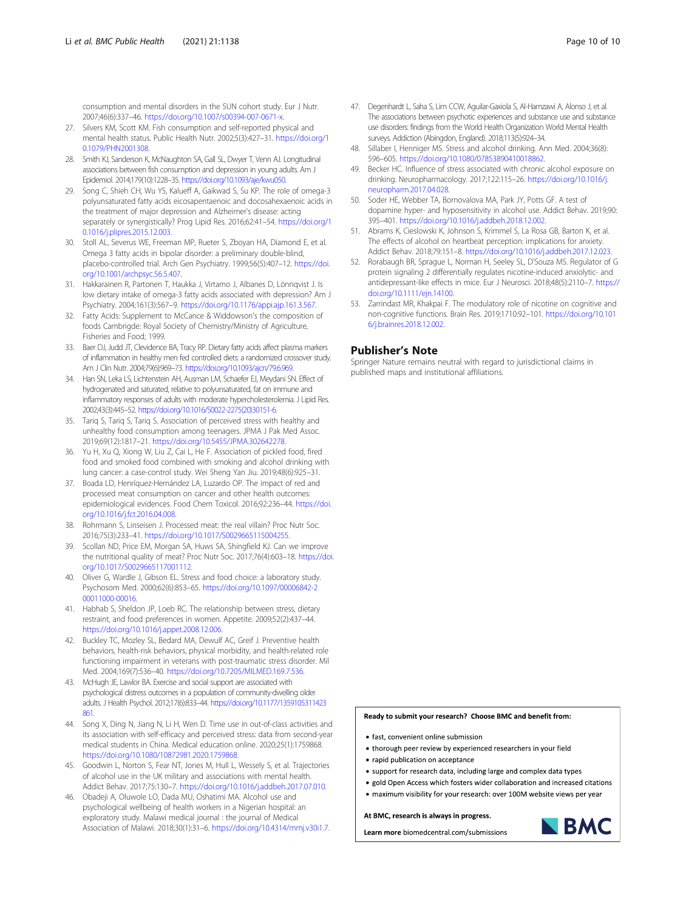consumption and mental disorders in the SUN cohort study. Eur J Nutr. 2007;46(6):337–46. https://doi.org/10.1007/s00394-007-0671-x.

27. Silvers KM, Scott KM. Fish consumption and self-reported physical and mental health status. Public Health Nutr. 2002;5(3):427–31. https://doi.org/10.1079/PHN2001308.
28. Smith KJ, Sanderson K, McNaughton SA, Gall SL, Dwyer T, Venn AJ. Longitudinal associations between fish consumption and depression in young adults. Am J Epidemiol. 2014;179(10):1228–35. https://doi.org/10.1093/aje/kwu050.
29. Song C, Shieh CH, Wu YS, Kalueff A, Gaikwad S, Su KP. The role of omega-3 polyunsaturated fatty acids eicosapentaenoic and docosahexaenoic acids in the treatment of major depression and Alzheimer's disease: acting separately or synergistically? Prog Lipid Res. 2016;62:41–54. https://doi.org/10.1016/j.plipres.2015.12.003.
30. Stoll AL, Severus WE, Freeman MP, Rueter S, Zboyan HA, Diamond E, et al. Omega 3 fatty acids in bipolar disorder: a preliminary double-blind, placebo-controlled trial. Arch Gen Psychiatry. 1999;56(5):407–12. https://doi.org/10.1001/archpsyc.56.5.407.
31. Hakkarainen R, Partonen T, Haukka J, Virtamo J, Albanes D, Lönnqvist J. Is low dietary intake of omega-3 fatty acids associated with depression? Am J Psychiatry. 2004;161(3):567–9. https://doi.org/10.1176/appi.ajp.161.3.567.
32. Fatty Acids: Supplement to McCance & Widdowson's the composition of foods Cambrigde: Royal Society of Chemistry/Ministry of Agriculture, Fisheries and Food; 1999.
33. Baer DJ, Judd JT, Clevidence BA, Tracy RP. Dietary fatty acids affect plasma markers of inflammation in healthy men fed controlled diets: a randomized crossover study. Am J Clin Nutr. 2004;79(6):969–73. https://doi.org/10.1093/ajcn/79.6.969.
34. Han SN, Leka LS, Lichtenstein AH, Ausman LM, Schaefer EJ, Meydani SN. Effect of hydrogenated and saturated, relative to polyunsaturated, fat on immune and inflammatory responses of adults with moderate hypercholesterolemia. J Lipid Res. 2002;43(3):445–52. https://doi.org/10.1016/S0022-2275(20)30151-6.
35. Tariq S, Tariq S, Tariq S. Association of perceived stress with healthy and unhealthy food consumption among teenagers. JPMA J Pak Med Assoc. 2019;69(12):1817–21. https://doi.org/10.5455/JPMA.302642278.
36. Yu H, Xu Q, Xiong W, Liu Z, Cai L, He F. Association of pickled food, fried food and smoked food combined with smoking and alcohol drinking with lung cancer: a case-control study. Wei Sheng Yan Jiu. 2019;48(6):925–31.
37. Boada LD, Henríquez-Hernández LA, Luzardo OP. The impact of red and processed meat consumption on cancer and other health outcomes: epidemiological evidences. Food Chem Toxicol. 2016;92:236–44. https://doi.org/10.1016/j.fct.2016.04.008.
38. Rohrmann S, Linseisen J. Processed meat: the real villain? Proc Nutr Soc. 2016;75(3):233–41. https://doi.org/10.1017/S0029665115004255.
39. Scollan ND, Price EM, Morgan SA, Huws SA, Shingfield KJ. Can we improve the nutritional quality of meat? Proc Nutr Soc. 2017;76(4):603–18. https://doi.org/10.1017/S0029665117001112.
40. Oliver G, Wardle J, Gibson EL. Stress and food choice: a laboratory study. Psychosom Med. 2000;62(6):853–65. https://doi.org/10.1097/00006842-200011000-00016.
41. Habhab S, Sheldon JP, Loeb RC. The relationship between stress, dietary restraint, and food preferences in women. Appetite. 2009;52(2):437–44. https://doi.org/10.1016/j.appet.2008.12.006.
42. Buckley TC, Mozley SL, Bedard MA, Dewulf AC, Greif J. Preventive health behaviors, health-risk behaviors, physical morbidity, and health-related role functioning impairment in veterans with post-traumatic stress disorder. Mil Med. 2004;169(7):536–40. https://doi.org/10.7205/MILMED.169.7.536.
43. McHugh JE, Lawlor BA. Exercise and social support are associated with psychological distress outcomes in a population of community-dwelling older adults. J Health Psychol. 2012;17(6):833–44. https://doi.org/10.1177/1359105311423861.
44. Song X, Ding N, Jiang N, Li H, Wen D. Time use in out-of-class activities and its association with self-efficacy and perceived stress: data from second-year medical students in China. Medical education online. 2020;25(1):1759868. https://doi.org/10.1080/10872981.2020.1759868.
45. Goodwin L, Norton S, Fear NT, Jones M, Hull L, Wessely S, et al. Trajectories of alcohol use in the UK military and associations with mental health. Addict Behav. 2017;75:130–7. https://doi.org/10.1016/j.addbeh.2017.07.010.
46. Obadeji A, Oluwole LO, Dada MU, Oshatimi MA. Alcohol use and psychological wellbeing of health workers in a Nigerian hospital: an exploratory study. Malawi medical journal : the journal of Medical Association of Malawi. 2018;30(1):31–6. https://doi.org/10.4314/mmj.v30i1.7.
47. Degenhardt L, Saha S, Lim CCW, Aguilar-Gaxiola S, Al-Hamzawi A, Alonso J, et al. The associations between psychotic experiences and substance use and substance use disorders: findings from the World Health Organization World Mental Health surveys. Addiction (Abingdon, England). 2018;113(5):924–34.
48. Sillaber I, Henniger MS. Stress and alcohol drinking. Ann Med. 2004;36(8):596–605. https://doi.org/10.1080/07853890410018862.
49. Becker HC. Influence of stress associated with chronic alcohol exposure on drinking. Neuropharmacology. 2017;122:115–26. https://doi.org/10.1016/j.neuropharm.2017.04.028.
50. Soder HE, Webber TA, Bornovalova MA, Park JY, Potts GF. A test of dopamine hyper- and hyposensitivity in alcohol use. Addict Behav. 2019;90:395–401. https://doi.org/10.1016/j.addbeh.2018.12.002.
51. Abrams K, Cieslowski K, Johnson S, Krimmel S, La Rosa GB, Barton K, et al. The effects of alcohol on heartbeat perception: implications for anxiety. Addict Behav. 2018;79:151–8. https://doi.org/10.1016/j.addbeh.2017.12.023.
52. Rorabaugh BR, Sprague L, Norman H, Seeley SL, D'Souza MS. Regulator of G protein signaling 2 differentially regulates nicotine-induced anxiolytic- and antidepressant-like effects in mice. Eur J Neurosci. 2018;48(5):2110–7. https://doi.org/10.1111/ejn.14100.
53. Zarrindast MR, Khakpai F. The modulatory role of nicotine on cognitive and non-cognitive functions. Brain Res. 2019;1710:92–101. https://doi.org/10.1016/j.brainres.2018.12.002.

## Publisher's Note

Springer Nature remains neutral with regard to jurisdictional claims in published maps and institutional affiliations.

**Ready to submit your research? Choose BMC and benefit from:**

- fast, convenient online submission
- thorough peer review by experienced researchers in your field
- rapid publication on acceptance
- support for research data, including large and complex data types
- gold Open Access which fosters wider collaboration and increased citations
- maximum visibility for your research: over 100M website views per year

**At BMC, research is always in progress.**

**Learn more** biomedcentral.com/submissions